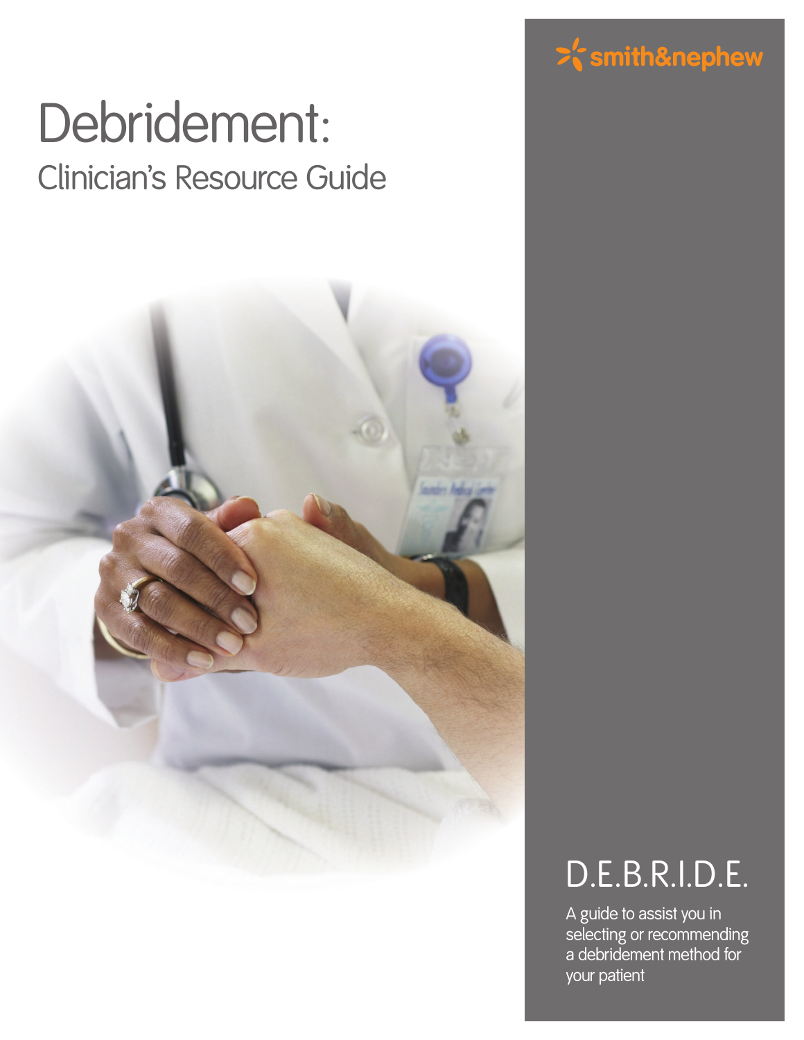smith&nephew

# Debridement:

## Clinician's Resource Guide

## D.E.B.R.I.D.E.

A guide to assist you in selecting or recommending a debridement method for your patient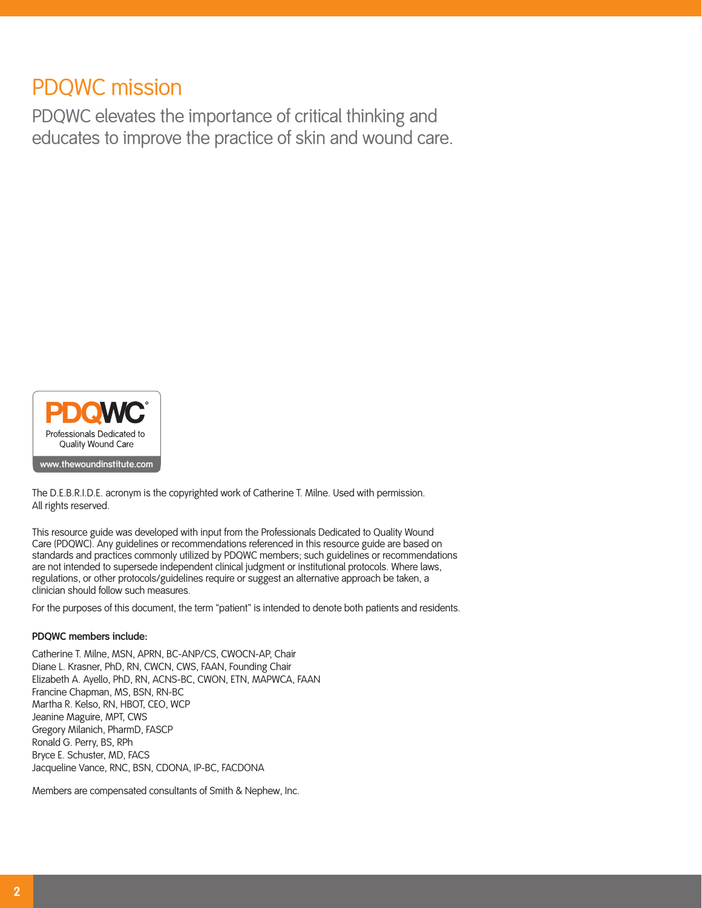## PDQWC mission

PDQWC elevates the importance of critical thinking and educates to improve the practice of skin and wound care.

PDQWC
Professionals Dedicated to Quality Wound Care
www.thewoundinstitute.com

The D.E.B.R.I.D.E. acronym is the copyrighted work of Catherine T. Milne. Used with permission. All rights reserved.

This resource guide was developed with input from the Professionals Dedicated to Quality Wound Care (PDQWC). Any guidelines or recommendations referenced in this resource guide are based on standards and practices commonly utilized by PDQWC members; such guidelines or recommendations are not intended to supersede independent clinical judgment or institutional protocols. Where laws, regulations, or other protocols/guidelines require or suggest an alternative approach be taken, a clinician should follow such measures.

For the purposes of this document, the term "patient" is intended to denote both patients and residents.

**PDQWC members include:**

Catherine T. Milne, MSN, APRN, BC-ANP/CS, CWOCN-AP, Chair
Diane L. Krasner, PhD, RN, CWCN, CWS, FAAN, Founding Chair
Elizabeth A. Ayello, PhD, RN, ACNS-BC, CWON, ETN, MAPWCA, FAAN
Francine Chapman, MS, BSN, RN-BC
Martha R. Kelso, RN, HBOT, CEO, WCP
Jeanine Maguire, MPT, CWS
Gregory Milanich, PharmD, FASCP
Ronald G. Perry, BS, RPh
Bryce E. Schuster, MD, FACS
Jacqueline Vance, RNC, BSN, CDONA, IP-BC, FACDONA

Members are compensated consultants of Smith & Nephew, Inc.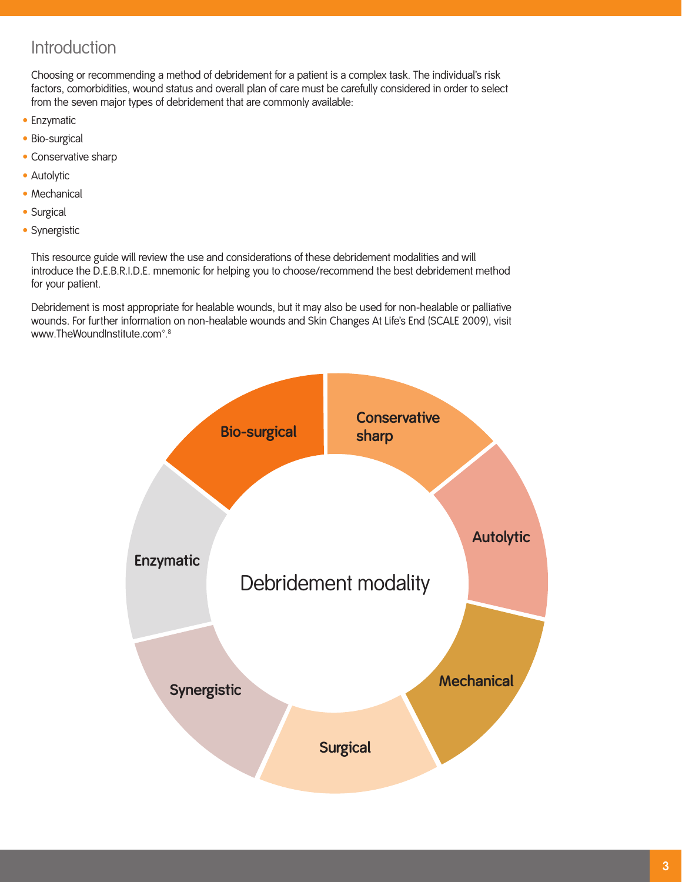## Introduction

Choosing or recommending a method of debridement for a patient is a complex task. The individual's risk factors, comorbidities, wound status and overall plan of care must be carefully considered in order to select from the seven major types of debridement that are commonly available:

- Enzymatic
- Bio-surgical
- Conservative sharp
- Autolytic
- Mechanical
- Surgical
- Synergistic

This resource guide will review the use and considerations of these debridement modalities and will introduce the D.E.B.R.I.D.E. mnemonic for helping you to choose/recommend the best debridement method for your patient.

Debridement is most appropriate for healable wounds, but it may also be used for non-healable or palliative wounds. For further information on non-healable wounds and Skin Changes At Life's End (SCALE 2009), visit www.TheWoundInstitute.com°.[8]

Debridement modality

Bio-surgical

Conservative sharp

Autolytic

Mechanical

Surgical

Synergistic

Enzymatic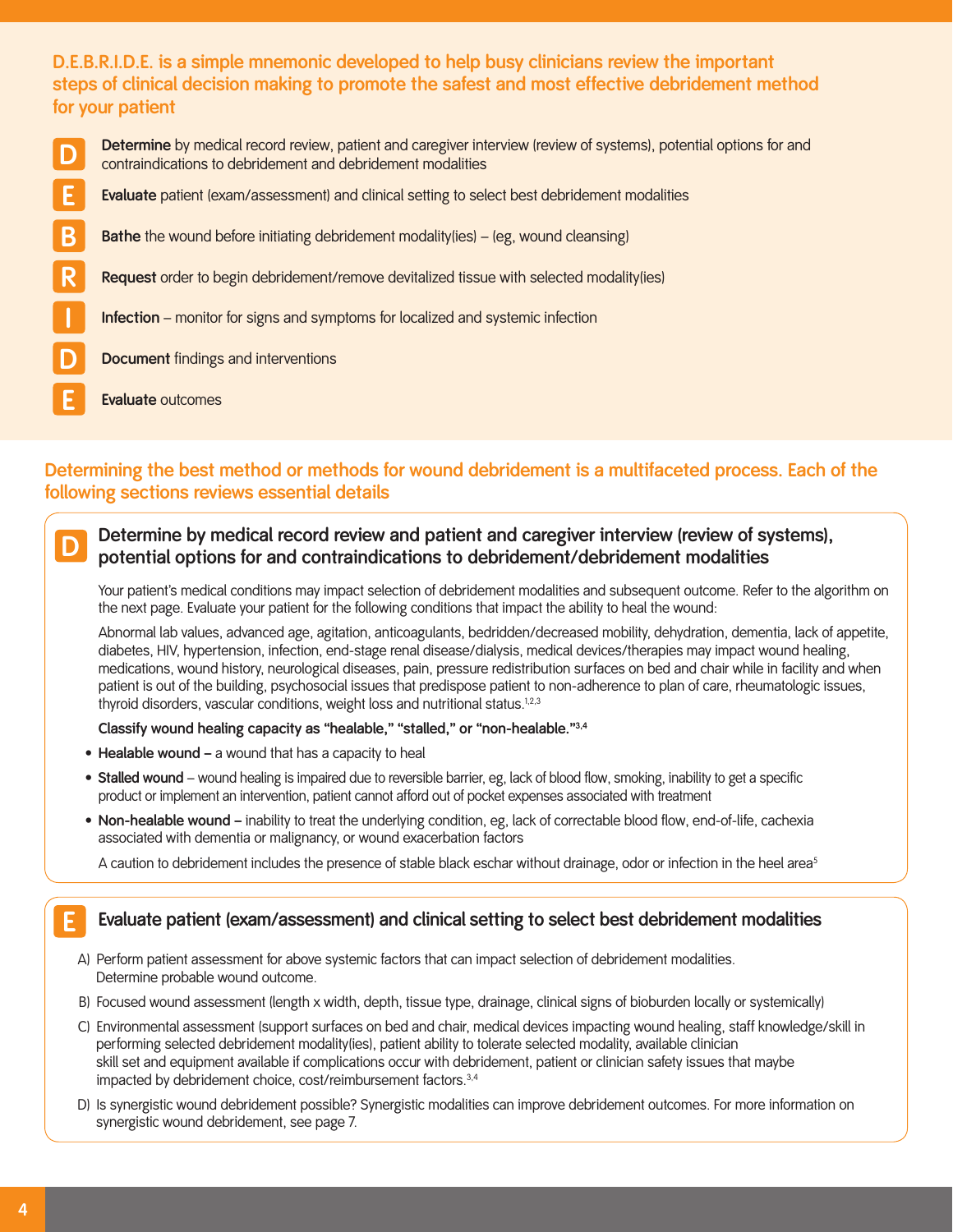**D.E.B.R.I.D.E. is a simple mnemonic developed to help busy clinicians review the important steps of clinical decision making to promote the safest and most effective debridement method for your patient**

- **D** — **Determine** by medical record review, patient and caregiver interview (review of systems), potential options for and contraindications to debridement and debridement modalities
- **E** — **Evaluate** patient (exam/assessment) and clinical setting to select best debridement modalities
- **B** — **Bathe** the wound before initiating debridement modality(ies) – (eg, wound cleansing)
- **R** — **Request** order to begin debridement/remove devitalized tissue with selected modality(ies)
- **I** — **Infection** – monitor for signs and symptoms for localized and systemic infection
- **D** — **Document** findings and interventions
- **E** — **Evaluate** outcomes

## Determining the best method or methods for wound debridement is a multifaceted process. Each of the following sections reviews essential details

### D — Determine by medical record review and patient and caregiver interview (review of systems), potential options for and contraindications to debridement/debridement modalities

Your patient's medical conditions may impact selection of debridement modalities and subsequent outcome. Refer to the algorithm on the next page. Evaluate your patient for the following conditions that impact the ability to heal the wound:

Abnormal lab values, advanced age, agitation, anticoagulants, bedridden/decreased mobility, dehydration, dementia, lack of appetite, diabetes, HIV, hypertension, infection, end-stage renal disease/dialysis, medical devices/therapies may impact wound healing, medications, wound history, neurological diseases, pain, pressure redistribution surfaces on bed and chair while in facility and when patient is out of the building, psychosocial issues that predispose patient to non-adherence to plan of care, rheumatologic issues, thyroid disorders, vascular conditions, weight loss and nutritional status.[1,2,3]

**Classify wound healing capacity as "healable," "stalled," or "non-healable."[3,4]**

- **Healable wound –** a wound that has a capacity to heal
- **Stalled wound** – wound healing is impaired due to reversible barrier, eg, lack of blood flow, smoking, inability to get a specific product or implement an intervention, patient cannot afford out of pocket expenses associated with treatment
- **Non-healable wound –** inability to treat the underlying condition, eg, lack of correctable blood flow, end-of-life, cachexia associated with dementia or malignancy, or wound exacerbation factors

A caution to debridement includes the presence of stable black eschar without drainage, odor or infection in the heel area[5]

### E — Evaluate patient (exam/assessment) and clinical setting to select best debridement modalities

A) Perform patient assessment for above systemic factors that can impact selection of debridement modalities. Determine probable wound outcome.

B) Focused wound assessment (length x width, depth, tissue type, drainage, clinical signs of bioburden locally or systemically)

C) Environmental assessment (support surfaces on bed and chair, medical devices impacting wound healing, staff knowledge/skill in performing selected debridement modality(ies), patient ability to tolerate selected modality, available clinician skill set and equipment available if complications occur with debridement, patient or clinician safety issues that maybe impacted by debridement choice, cost/reimbursement factors.[3,4]

D) Is synergistic wound debridement possible? Synergistic modalities can improve debridement outcomes. For more information on synergistic wound debridement, see page 7.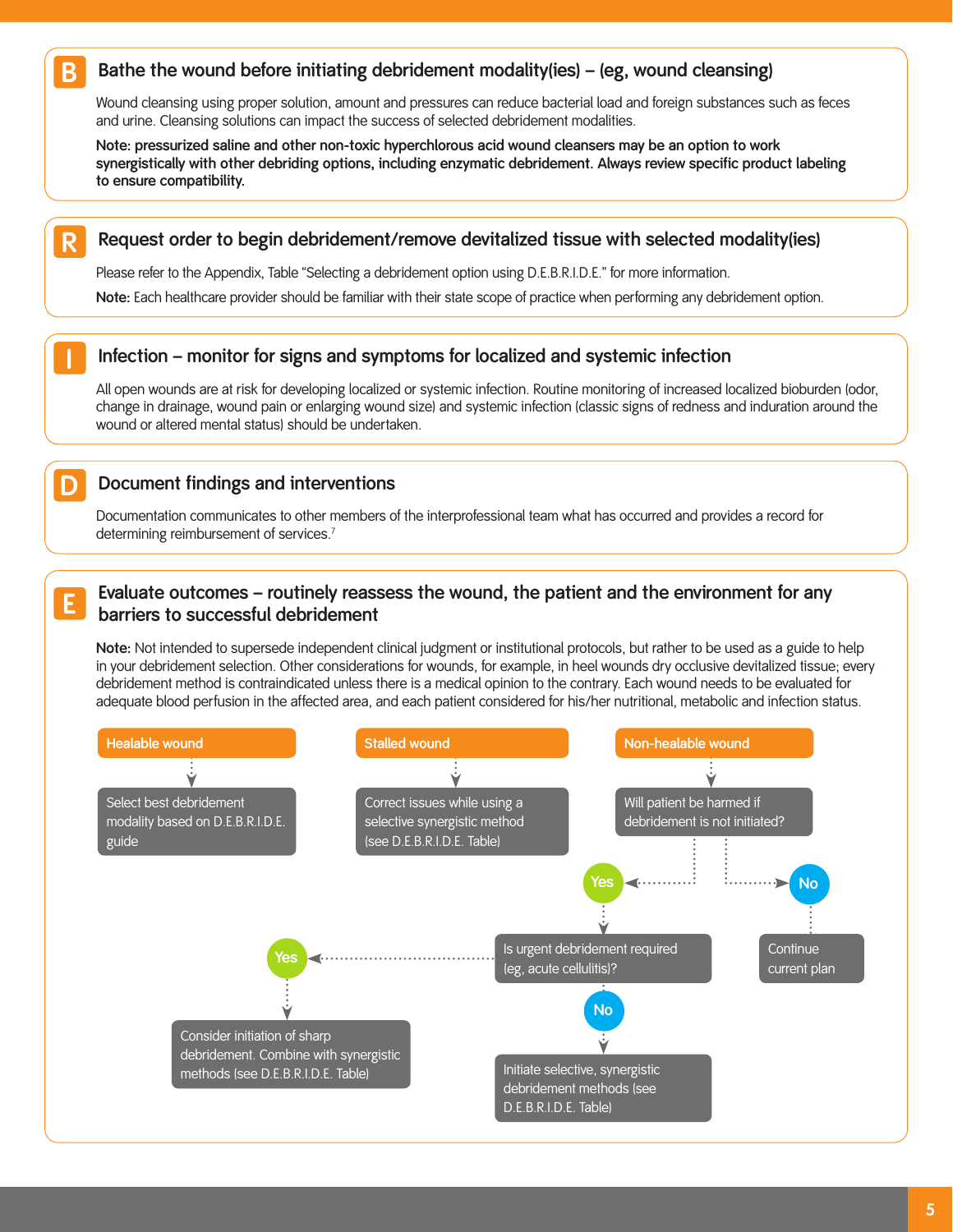## B Bathe the wound before initiating debridement modality(ies) – (eg, wound cleansing)

Wound cleansing using proper solution, amount and pressures can reduce bacterial load and foreign substances such as feces and urine. Cleansing solutions can impact the success of selected debridement modalities.

**Note: pressurized saline and other non-toxic hyperchlorous acid wound cleansers may be an option to work synergistically with other debriding options, including enzymatic debridement. Always review specific product labeling to ensure compatibility.**

## R Request order to begin debridement/remove devitalized tissue with selected modality(ies)

Please refer to the Appendix, Table "Selecting a debridement option using D.E.B.R.I.D.E." for more information.

**Note:** Each healthcare provider should be familiar with their state scope of practice when performing any debridement option.

## I Infection – monitor for signs and symptoms for localized and systemic infection

All open wounds are at risk for developing localized or systemic infection. Routine monitoring of increased localized bioburden (odor, change in drainage, wound pain or enlarging wound size) and systemic infection (classic signs of redness and induration around the wound or altered mental status) should be undertaken.

## D Document findings and interventions

Documentation communicates to other members of the interprofessional team what has occurred and provides a record for determining reimbursement of services.[7]

## E Evaluate outcomes – routinely reassess the wound, the patient and the environment for any barriers to successful debridement

**Note:** Not intended to supersede independent clinical judgment or institutional protocols, but rather to be used as a guide to help in your debridement selection. Other considerations for wounds, for example, in heel wounds dry occlusive devitalized tissue; every debridement method is contraindicated unless there is a medical opinion to the contrary. Each wound needs to be evaluated for adequate blood perfusion in the affected area, and each patient considered for his/her nutritional, metabolic and infection status.

- **Healable wound** → Select best debridement modality based on D.E.B.R.I.D.E. guide
- **Stalled wound** → Correct issues while using a selective synergistic method (see D.E.B.R.I.D.E. Table)
- **Non-healable wound** → Will patient be harmed if debridement is not initiated?
  - **No** → Continue current plan
  - **Yes** → Is urgent debridement required (eg, acute cellulitis)?
    - **Yes** → Consider initiation of sharp debridement. Combine with synergistic methods (see D.E.B.R.I.D.E. Table)
    - **No** → Initiate selective, synergistic debridement methods (see D.E.B.R.I.D.E. Table)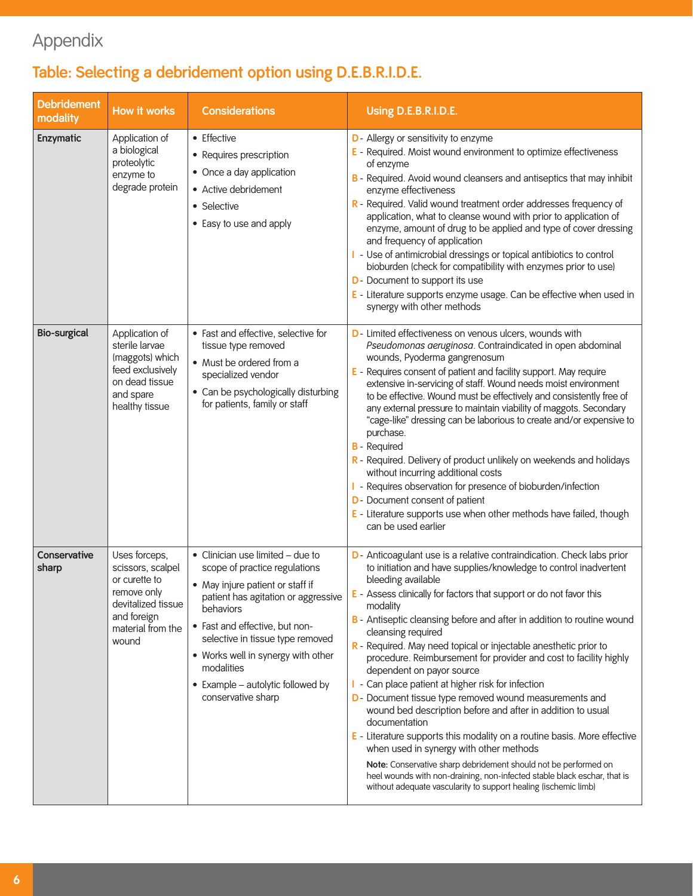# Appendix

## Table: Selecting a debridement option using D.E.B.R.I.D.E.

| Debridement modality | How it works | Considerations | Using D.E.B.R.I.D.E. |
|---|---|---|---|
| **Enzymatic** | Application of a biological proteolytic enzyme to degrade protein | • Effective<br>• Requires prescription<br>• Once a day application<br>• Active debridement<br>• Selective<br>• Easy to use and apply | D - Allergy or sensitivity to enzyme<br>E - Required. Moist wound environment to optimize effectiveness of enzyme<br>B - Required. Avoid wound cleansers and antiseptics that may inhibit enzyme effectiveness<br>R - Required. Valid wound treatment order addresses frequency of application, what to cleanse wound with prior to application of enzyme, amount of drug to be applied and type of cover dressing and frequency of application<br>I - Use of antimicrobial dressings or topical antibiotics to control bioburden (check for compatibility with enzymes prior to use)<br>D - Document to support its use<br>E - Literature supports enzyme usage. Can be effective when used in synergy with other methods |
| **Bio-surgical** | Application of sterile larvae (maggots) which feed exclusively on dead tissue and spare healthy tissue | • Fast and effective, selective for tissue type removed<br>• Must be ordered from a specialized vendor<br>• Can be psychologically disturbing for patients, family or staff | D - Limited effectiveness on venous ulcers, wounds with *Pseudomonas aeruginosa*. Contraindicated in open abdominal wounds, Pyoderma gangrenosum<br>E - Requires consent of patient and facility support. May require extensive in-servicing of staff. Wound needs moist environment to be effective. Wound must be effectively and consistently free of any external pressure to maintain viability of maggots. Secondary "cage-like" dressing can be laborious to create and/or expensive to purchase.<br>B - Required<br>R - Required. Delivery of product unlikely on weekends and holidays without incurring additional costs<br>I - Requires observation for presence of bioburden/infection<br>D - Document consent of patient<br>E - Literature supports use when other methods have failed, though can be used earlier |
| **Conservative sharp** | Uses forceps, scissors, scalpel or curette to remove only devitalized tissue and foreign material from the wound | • Clinician use limited – due to scope of practice regulations<br>• May injure patient or staff if patient has agitation or aggressive behaviors<br>• Fast and effective, but non-selective in tissue type removed<br>• Works well in synergy with other modalities<br>• Example – autolytic followed by conservative sharp | D - Anticoagulant use is a relative contraindication. Check labs prior to initiation and have supplies/knowledge to control inadvertent bleeding available<br>E - Assess clinically for factors that support or do not favor this modality<br>B - Antiseptic cleansing before and after in addition to routine wound cleansing required<br>R - Required. May need topical or injectable anesthetic prior to procedure. Reimbursement for provider and cost to facility highly dependent on payor source<br>I - Can place patient at higher risk for infection<br>D - Document tissue type removed wound measurements and wound bed description before and after in addition to usual documentation<br>E - Literature supports this modality on a routine basis. More effective when used in synergy with other methods<br>**Note:** Conservative sharp debridement should not be performed on heel wounds with non-draining, non-infected stable black eschar, that is without adequate vascularity to support healing (ischemic limb) |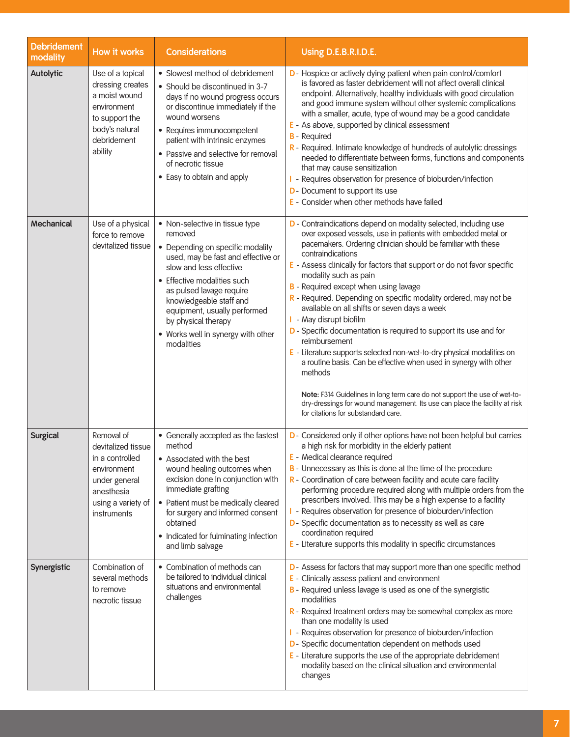| Debridement modality | How it works | Considerations | Using D.E.B.R.I.D.E. |
|---|---|---|---|
| **Autolytic** | Use of a topical dressing creates a moist wound environment to support the body's natural debridement ability | • Slowest method of debridement<br>• Should be discontinued in 3-7 days if no wound progress occurs or discontinue immediately if the wound worsens<br>• Requires immunocompetent patient with intrinsic enzymes<br>• Passive and selective for removal of necrotic tissue<br>• Easy to obtain and apply | D - Hospice or actively dying patient when pain control/comfort is favored as faster debridement will not affect overall clinical endpoint. Alternatively, healthy individuals with good circulation and good immune system without other systemic complications with a smaller, acute, type of wound may be a good candidate<br>E - As above, supported by clinical assessment<br>B - Required<br>R - Required. Intimate knowledge of hundreds of autolytic dressings needed to differentiate between forms, functions and components that may cause sensitization<br>I - Requires observation for presence of bioburden/infection<br>D - Document to support its use<br>E - Consider when other methods have failed |
| **Mechanical** | Use of a physical force to remove devitalized tissue | • Non-selective in tissue type removed<br>• Depending on specific modality used, may be fast and effective or slow and less effective<br>• Effective modalities such as pulsed lavage require knowledgeable staff and equipment, usually performed by physical therapy<br>• Works well in synergy with other modalities | D - Contraindications depend on modality selected, including use over exposed vessels, use in patients with embedded metal or pacemakers. Ordering clinician should be familiar with these contraindications<br>E - Assess clinically for factors that support or do not favor specific modality such as pain<br>B - Required except when using lavage<br>R - Required. Depending on specific modality ordered, may not be available on all shifts or seven days a week<br>I - May disrupt biofilm<br>D - Specific documentation is required to support its use and for reimbursement<br>E - Literature supports selected non-wet-to-dry physical modalities on a routine basis. Can be effective when used in synergy with other methods<br><br>**Note:** F314 Guidelines in long term care do not support the use of wet-to-dry-dressings for wound management. Its use can place the facility at risk for citations for substandard care. |
| **Surgical** | Removal of devitalized tissue in a controlled environment under general anesthesia using a variety of instruments | • Generally accepted as the fastest method<br>• Associated with the best wound healing outcomes when excision done in conjunction with immediate grafting<br>• Patient must be medically cleared for surgery and informed consent obtained<br>• Indicated for fulminating infection and limb salvage | D - Considered only if other options have not been helpful but carries a high risk for morbidity in the elderly patient<br>E - Medical clearance required<br>B - Unnecessary as this is done at the time of the procedure<br>R - Coordination of care between facility and acute care facility performing procedure required along with multiple orders from the prescribers involved. This may be a high expense to a facility<br>I - Requires observation for presence of bioburden/infection<br>D - Specific documentation as to necessity as well as care coordination required<br>E - Literature supports this modality in specific circumstances |
| **Synergistic** | Combination of several methods to remove necrotic tissue | • Combination of methods can be tailored to individual clinical situations and environmental challenges | D - Assess for factors that may support more than one specific method<br>E - Clinically assess patient and environment<br>B - Required unless lavage is used as one of the synergistic modalities<br>R - Required treatment orders may be somewhat complex as more than one modality is used<br>I - Requires observation for presence of bioburden/infection<br>D - Specific documentation dependent on methods used<br>E - Literature supports the use of the appropriate debridement modality based on the clinical situation and environmental changes |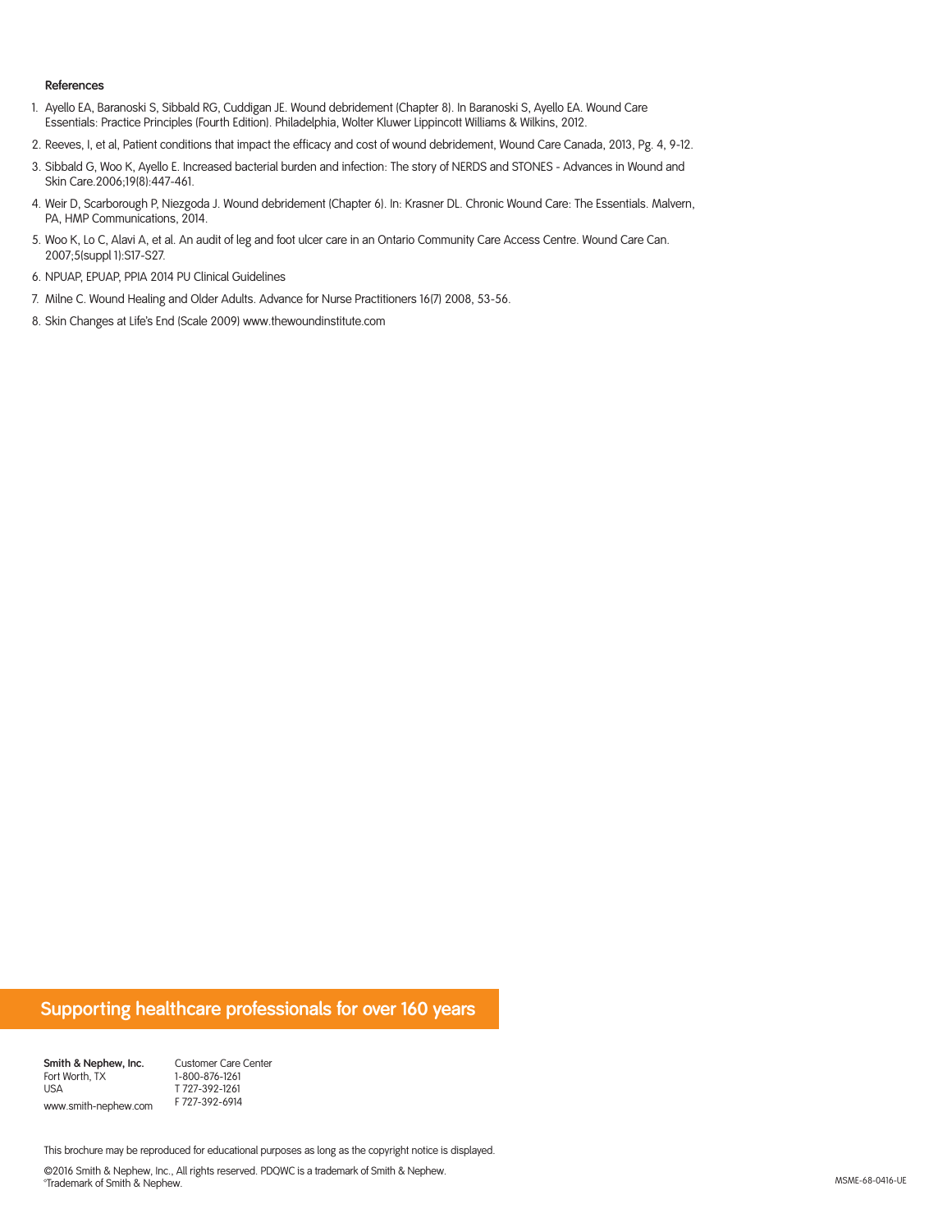**References**

1. Ayello EA, Baranoski S, Sibbald RG, Cuddigan JE. Wound debridement (Chapter 8). In Baranoski S, Ayello EA. Wound Care Essentials: Practice Principles (Fourth Edition). Philadelphia, Wolter Kluwer Lippincott Williams & Wilkins, 2012.
2. Reeves, I, et al, Patient conditions that impact the efficacy and cost of wound debridement, Wound Care Canada, 2013, Pg. 4, 9-12.
3. Sibbald G, Woo K, Ayello E. Increased bacterial burden and infection: The story of NERDS and STONES - Advances in Wound and Skin Care.2006;19(8):447-461.
4. Weir D, Scarborough P, Niezgoda J. Wound debridement (Chapter 6). In: Krasner DL. Chronic Wound Care: The Essentials. Malvern, PA, HMP Communications, 2014.
5. Woo K, Lo C, Alavi A, et al. An audit of leg and foot ulcer care in an Ontario Community Care Access Centre. Wound Care Can. 2007;5(suppl 1):S17-S27.
6. NPUAP, EPUAP, PPIA 2014 PU Clinical Guidelines
7. Milne C. Wound Healing and Older Adults. Advance for Nurse Practitioners 16(7) 2008, 53-56.
8. Skin Changes at Life's End (Scale 2009) www.thewoundinstitute.com

## Supporting healthcare professionals for over 160 years

**Smith & Nephew, Inc.**
Fort Worth, TX
USA
www.smith-nephew.com

Customer Care Center
1-800-876-1261
T 727-392-1261
F 727-392-6914

This brochure may be reproduced for educational purposes as long as the copyright notice is displayed.

©2016 Smith & Nephew, Inc., All rights reserved. PDQWC is a trademark of Smith & Nephew.
°Trademark of Smith & Nephew.

MSME-68-0416-UE